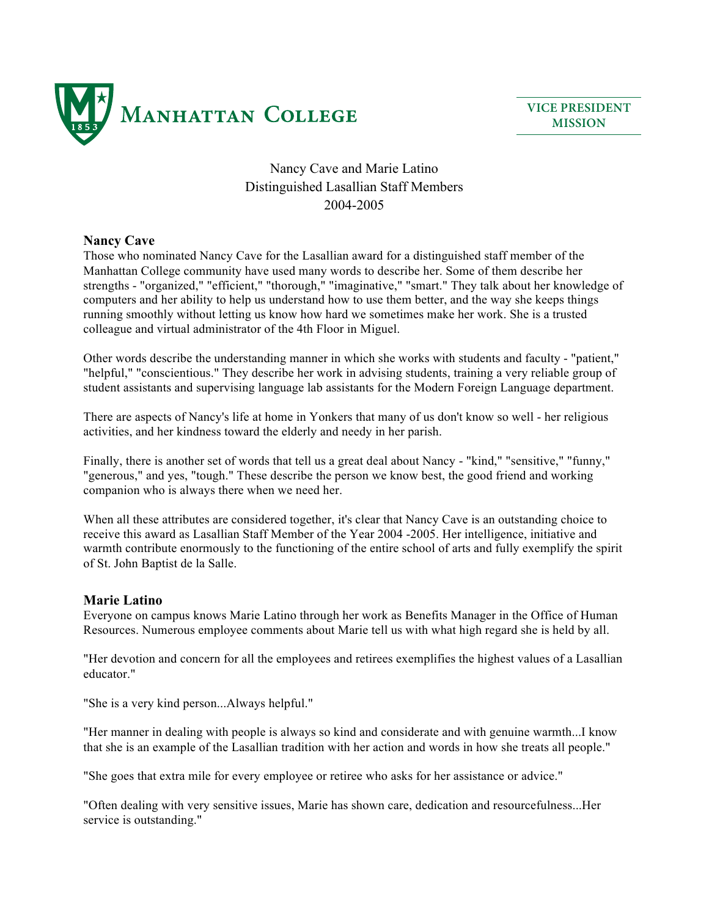**MANHATTAN COLLEGE**

VICE PRESIDENT MISSION

Nancy Cave and Marie Latino
Distinguished Lasallian Staff Members
2004-2005

### Nancy Cave

Those who nominated Nancy Cave for the Lasallian award for a distinguished staff member of the Manhattan College community have used many words to describe her. Some of them describe her strengths - "organized," "efficient," "thorough," "imaginative," "smart." They talk about her knowledge of computers and her ability to help us understand how to use them better, and the way she keeps things running smoothly without letting us know how hard we sometimes make her work. She is a trusted colleague and virtual administrator of the 4th Floor in Miguel.

Other words describe the understanding manner in which she works with students and faculty - "patient," "helpful," "conscientious." They describe her work in advising students, training a very reliable group of student assistants and supervising language lab assistants for the Modern Foreign Language department.

There are aspects of Nancy's life at home in Yonkers that many of us don't know so well - her religious activities, and her kindness toward the elderly and needy in her parish.

Finally, there is another set of words that tell us a great deal about Nancy - "kind," "sensitive," "funny," "generous," and yes, "tough." These describe the person we know best, the good friend and working companion who is always there when we need her.

When all these attributes are considered together, it's clear that Nancy Cave is an outstanding choice to receive this award as Lasallian Staff Member of the Year 2004 -2005. Her intelligence, initiative and warmth contribute enormously to the functioning of the entire school of arts and fully exemplify the spirit of St. John Baptist de la Salle.

### Marie Latino

Everyone on campus knows Marie Latino through her work as Benefits Manager in the Office of Human Resources. Numerous employee comments about Marie tell us with what high regard she is held by all.

"Her devotion and concern for all the employees and retirees exemplifies the highest values of a Lasallian educator."

"She is a very kind person...Always helpful."

"Her manner in dealing with people is always so kind and considerate and with genuine warmth...I know that she is an example of the Lasallian tradition with her action and words in how she treats all people."

"She goes that extra mile for every employee or retiree who asks for her assistance or advice."

"Often dealing with very sensitive issues, Marie has shown care, dedication and resourcefulness...Her service is outstanding."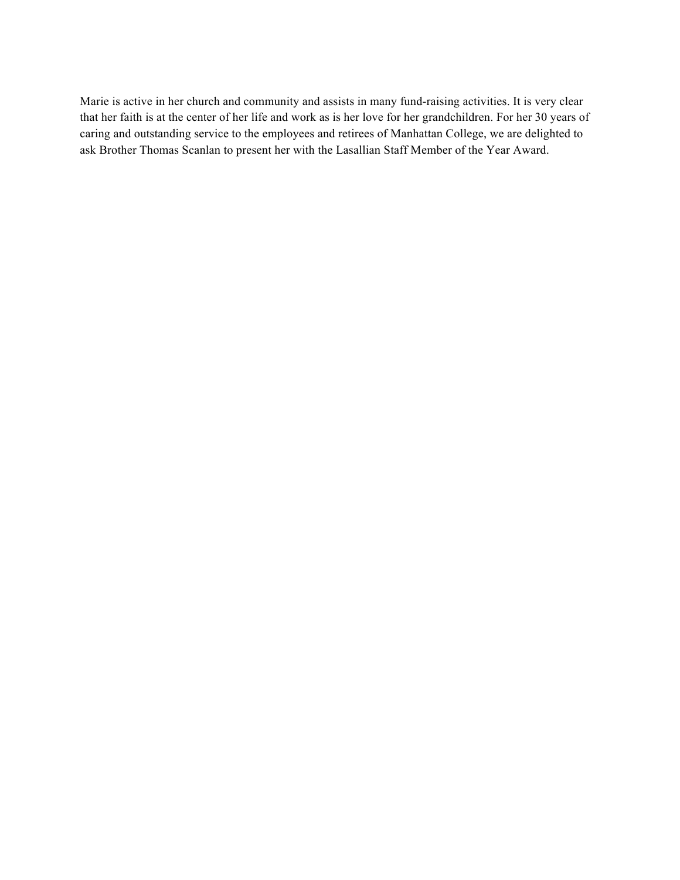Marie is active in her church and community and assists in many fund-raising activities. It is very clear that her faith is at the center of her life and work as is her love for her grandchildren. For her 30 years of caring and outstanding service to the employees and retirees of Manhattan College, we are delighted to ask Brother Thomas Scanlan to present her with the Lasallian Staff Member of the Year Award.